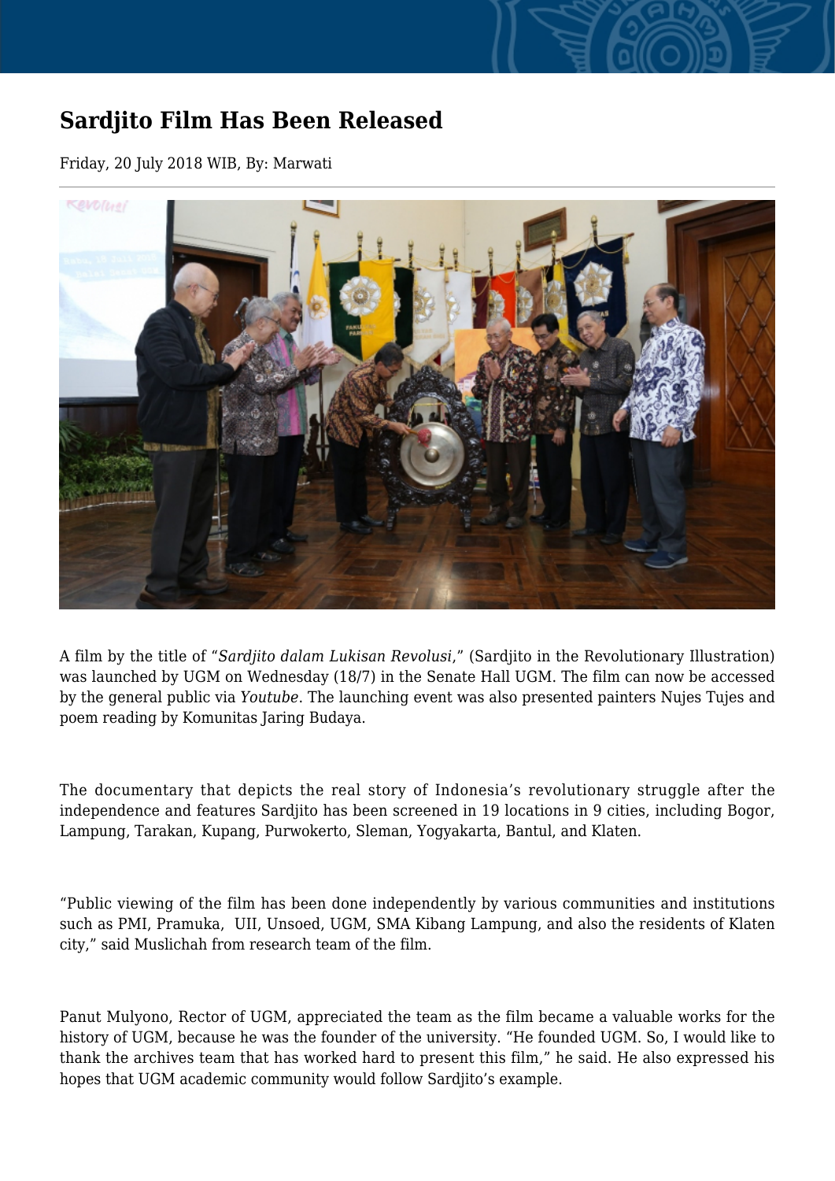# Sardjito Film Has Been Released

Friday, 20 July 2018 WIB, By: Marwati

A film by the title of "*Sardjito dalam Lukisan Revolusi*," (Sardjito in the Revolutionary Illustration) was launched by UGM on Wednesday (18/7) in the Senate Hall UGM. The film can now be accessed by the general public via *Youtube*. The launching event was also presented painters Nujes Tujes and poem reading by Komunitas Jaring Budaya.

The documentary that depicts the real story of Indonesia's revolutionary struggle after the independence and features Sardjito has been screened in 19 locations in 9 cities, including Bogor, Lampung, Tarakan, Kupang, Purwokerto, Sleman, Yogyakarta, Bantul, and Klaten.

"Public viewing of the film has been done independently by various communities and institutions such as PMI, Pramuka, UII, Unsoed, UGM, SMA Kibang Lampung, and also the residents of Klaten city," said Muslichah from research team of the film.

Panut Mulyono, Rector of UGM, appreciated the team as the film became a valuable works for the history of UGM, because he was the founder of the university. "He founded UGM. So, I would like to thank the archives team that has worked hard to present this film," he said. He also expressed his hopes that UGM academic community would follow Sardjito's example.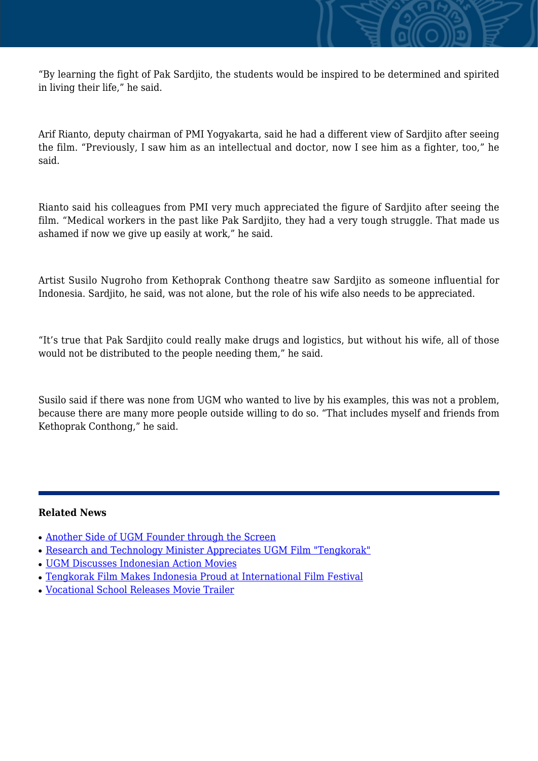"By learning the fight of Pak Sardjito, the students would be inspired to be determined and spirited in living their life," he said.

Arif Rianto, deputy chairman of PMI Yogyakarta, said he had a different view of Sardjito after seeing the film. "Previously, I saw him as an intellectual and doctor, now I see him as a fighter, too," he said.

Rianto said his colleagues from PMI very much appreciated the figure of Sardjito after seeing the film. "Medical workers in the past like Pak Sardjito, they had a very tough struggle. That made us ashamed if now we give up easily at work," he said.

Artist Susilo Nugroho from Kethoprak Conthong theatre saw Sardjito as someone influential for Indonesia. Sardjito, he said, was not alone, but the role of his wife also needs to be appreciated.

"It's true that Pak Sardjito could really make drugs and logistics, but without his wife, all of those would not be distributed to the people needing them," he said.

Susilo said if there was none from UGM who wanted to live by his examples, this was not a problem, because there are many more people outside willing to do so. "That includes myself and friends from Kethoprak Conthong," he said.

---

**Related News**

- Another Side of UGM Founder through the Screen
- Research and Technology Minister Appreciates UGM Film "Tengkorak"
- UGM Discusses Indonesian Action Movies
- Tengkorak Film Makes Indonesia Proud at International Film Festival
- Vocational School Releases Movie Trailer